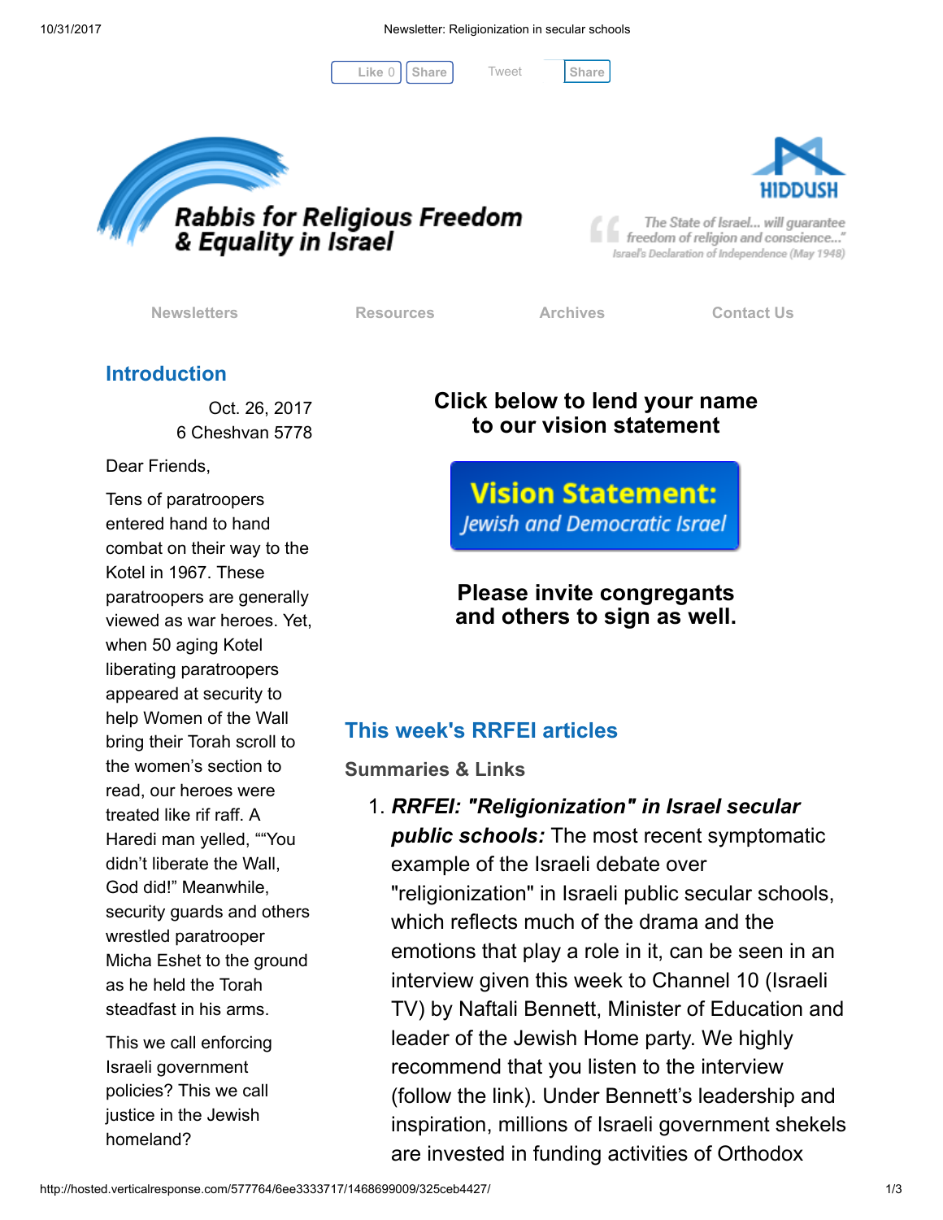Like 0 Share Tweet Share

# Rabbis for Religious Freedom & Equality in Israel

HIDDUSH

"The State of Israel... will guarantee freedom of religion and conscience..."
Israel's Declaration of Independence (May 1948)

Newsletters Resources Archives Contact Us

## Introduction

Oct. 26, 2017
6 Cheshvan 5778

Dear Friends,

Tens of paratroopers entered hand to hand combat on their way to the Kotel in 1967. These paratroopers are generally viewed as war heroes. Yet, when 50 aging Kotel liberating paratroopers appeared at security to help Women of the Wall bring their Torah scroll to the women's section to read, our heroes were treated like rif raff. A Haredi man yelled, ""You didn't liberate the Wall, God did!" Meanwhile, security guards and others wrestled paratrooper Micha Eshet to the ground as he held the Torah steadfast in his arms.

This we call enforcing Israeli government policies? This we call justice in the Jewish homeland?

**Click below to lend your name to our vision statement**

**Vision Statement:** *Jewish and Democratic Israel*

**Please invite congregants and others to sign as well.**

## This week's RRFEI articles

### Summaries & Links

1. ***RRFEI: "Religionization" in Israel secular public schools:*** The most recent symptomatic example of the Israeli debate over "religionization" in Israeli public secular schools, which reflects much of the drama and the emotions that play a role in it, can be seen in an interview given this week to Channel 10 (Israeli TV) by Naftali Bennett, Minister of Education and leader of the Jewish Home party. We highly recommend that you listen to the interview (follow the link). Under Bennett's leadership and inspiration, millions of Israeli government shekels are invested in funding activities of Orthodox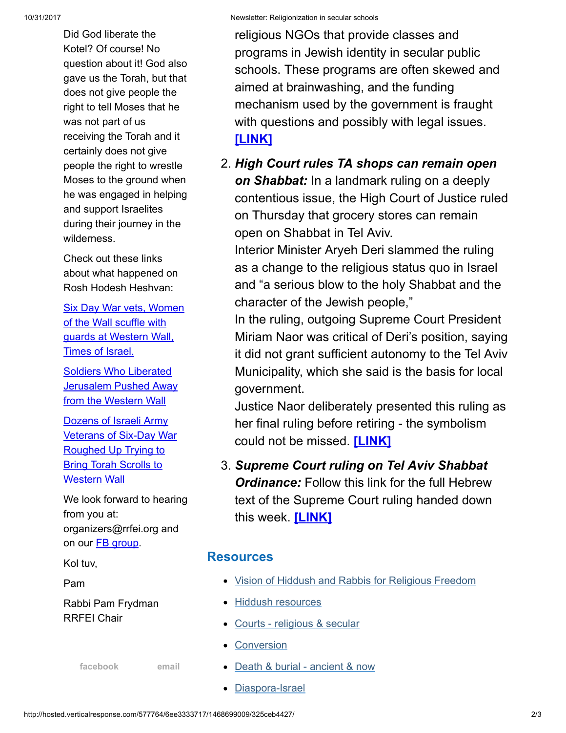Did God liberate the Kotel? Of course! No question about it! God also gave us the Torah, but that does not give people the right to tell Moses that he was not part of us receiving the Torah and it certainly does not give people the right to wrestle Moses to the ground when he was engaged in helping and support Israelites during their journey in the wilderness.

Check out these links about what happened on Rosh Hodesh Heshvan:

[Six Day War vets, Women of the Wall scuffle with guards at Western Wall, Times of Israel.]

[Soldiers Who Liberated Jerusalem Pushed Away from the Western Wall]

[Dozens of Israeli Army Veterans of Six-Day War Roughed Up Trying to Bring Torah Scrolls to Western Wall]

We look forward to hearing from you at: organizers@rrfei.org and on our FB group.

Kol tuv,

Pam

Rabbi Pam Frydman
RRFEI Chair

facebook email

religious NGOs that provide classes and programs in Jewish identity in secular public schools. These programs are often skewed and aimed at brainwashing, and the funding mechanism used by the government is fraught with questions and possibly with legal issues. **[LINK]**

2. ***High Court rules TA shops can remain open on Shabbat:*** In a landmark ruling on a deeply contentious issue, the High Court of Justice ruled on Thursday that grocery stores can remain open on Shabbat in Tel Aviv.
   Interior Minister Aryeh Deri slammed the ruling as a change to the religious status quo in Israel and "a serious blow to the holy Shabbat and the character of the Jewish people,"
   In the ruling, outgoing Supreme Court President Miriam Naor was critical of Deri's position, saying it did not grant sufficient autonomy to the Tel Aviv Municipality, which she said is the basis for local government.
   Justice Naor deliberately presented this ruling as her final ruling before retiring - the symbolism could not be missed. **[LINK]**

3. ***Supreme Court ruling on Tel Aviv Shabbat Ordinance:*** Follow this link for the full Hebrew text of the Supreme Court ruling handed down this week. **[LINK]**

## Resources

- Vision of Hiddush and Rabbis for Religious Freedom
- Hiddush resources
- Courts - religious & secular
- Conversion
- Death & burial - ancient & now
- Diaspora-Israel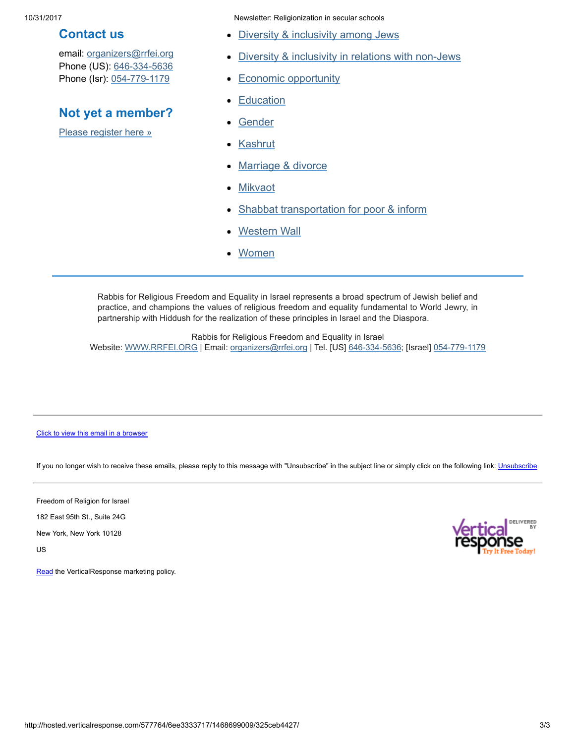## Contact us

email: organizers@rrfei.org
Phone (US): 646-334-5636
Phone (Isr): 054-779-1179

## Not yet a member?

Please register here »

- Diversity & inclusivity among Jews
- Diversity & inclusivity in relations with non-Jews
- Economic opportunity
- Education
- Gender
- Kashrut
- Marriage & divorce
- Mikvaot
- Shabbat transportation for poor & inform
- Western Wall
- Women

---

Rabbis for Religious Freedom and Equality in Israel represents a broad spectrum of Jewish belief and practice, and champions the values of religious freedom and equality fundamental to World Jewry, in partnership with Hiddush for the realization of these principles in Israel and the Diaspora.

Rabbis for Religious Freedom and Equality in Israel
Website: WWW.RRFEI.ORG | Email: organizers@rrfei.org | Tel. [US] 646-334-5636; [Israel] 054-779-1179

---

Click to view this email in a browser

If you no longer wish to receive these emails, please reply to this message with "Unsubscribe" in the subject line or simply click on the following link: Unsubscribe

---

Freedom of Religion for Israel

182 East 95th St., Suite 24G

New York, New York 10128

US

Read the VerticalResponse marketing policy.

Vertical response DELIVERED BY Try It Free Today!